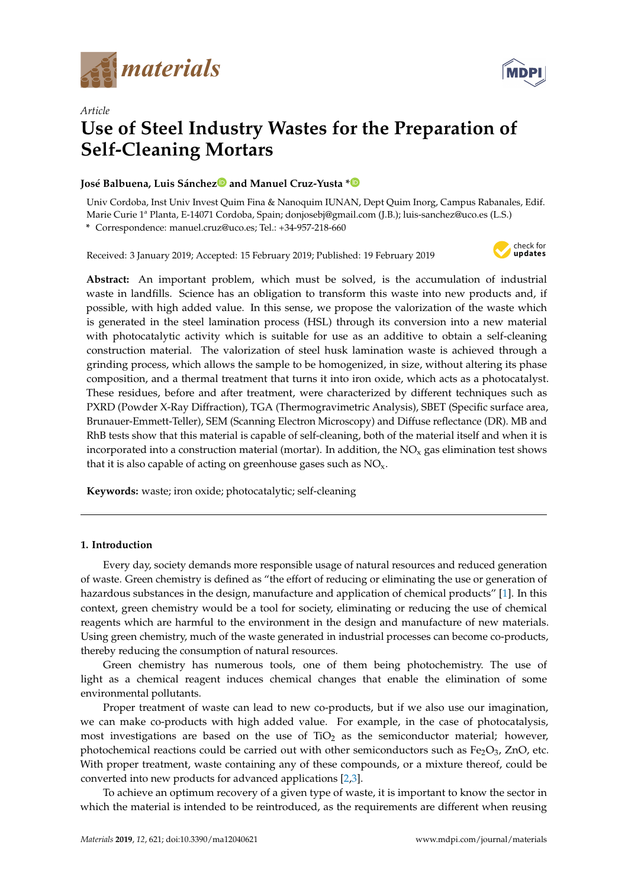*Article*

# Use of Steel Industry Wastes for the Preparation of Self-Cleaning Mortars

**José Balbuena, Luis Sánchez and Manuel Cruz-Yusta ***

Univ Cordoba, Inst Univ Invest Quim Fina & Nanoquim IUNAN, Dept Quim Inorg, Campus Rabanales, Edif. Marie Curie 1ª Planta, E-14071 Cordoba, Spain; donjosebj@gmail.com (J.B.); luis-sanchez@uco.es (L.S.)

**\*** Correspondence: manuel.cruz@uco.es; Tel.: +34-957-218-660

Received: 3 January 2019; Accepted: 15 February 2019; Published: 19 February 2019

**Abstract:** An important problem, which must be solved, is the accumulation of industrial waste in landfills. Science has an obligation to transform this waste into new products and, if possible, with high added value. In this sense, we propose the valorization of the waste which is generated in the steel lamination process (HSL) through its conversion into a new material with photocatalytic activity which is suitable for use as an additive to obtain a self-cleaning construction material. The valorization of steel husk lamination waste is achieved through a grinding process, which allows the sample to be homogenized, in size, without altering its phase composition, and a thermal treatment that turns it into iron oxide, which acts as a photocatalyst. These residues, before and after treatment, were characterized by different techniques such as PXRD (Powder X-Ray Diffraction), TGA (Thermogravimetric Analysis), SBET (Specific surface area, Brunauer-Emmett-Teller), SEM (Scanning Electron Microscopy) and Diffuse reflectance (DR). MB and RhB tests show that this material is capable of self-cleaning, both of the material itself and when it is incorporated into a construction material (mortar). In addition, the $NO_x$ gas elimination test shows that it is also capable of acting on greenhouse gases such as $NO_x$.

**Keywords:** waste; iron oxide; photocatalytic; self-cleaning

## 1. Introduction

Every day, society demands more responsible usage of natural resources and reduced generation of waste. Green chemistry is defined as "the effort of reducing or eliminating the use or generation of hazardous substances in the design, manufacture and application of chemical products" [1]. In this context, green chemistry would be a tool for society, eliminating or reducing the use of chemical reagents which are harmful to the environment in the design and manufacture of new materials. Using green chemistry, much of the waste generated in industrial processes can become co-products, thereby reducing the consumption of natural resources.

Green chemistry has numerous tools, one of them being photochemistry. The use of light as a chemical reagent induces chemical changes that enable the elimination of some environmental pollutants.

Proper treatment of waste can lead to new co-products, but if we also use our imagination, we can make co-products with high added value. For example, in the case of photocatalysis, most investigations are based on the use of $TiO_2$ as the semiconductor material; however, photochemical reactions could be carried out with other semiconductors such as $Fe_2O_3$, ZnO, etc. With proper treatment, waste containing any of these compounds, or a mixture thereof, could be converted into new products for advanced applications [2,3].

To achieve an optimum recovery of a given type of waste, it is important to know the sector in which the material is intended to be reintroduced, as the requirements are different when reusing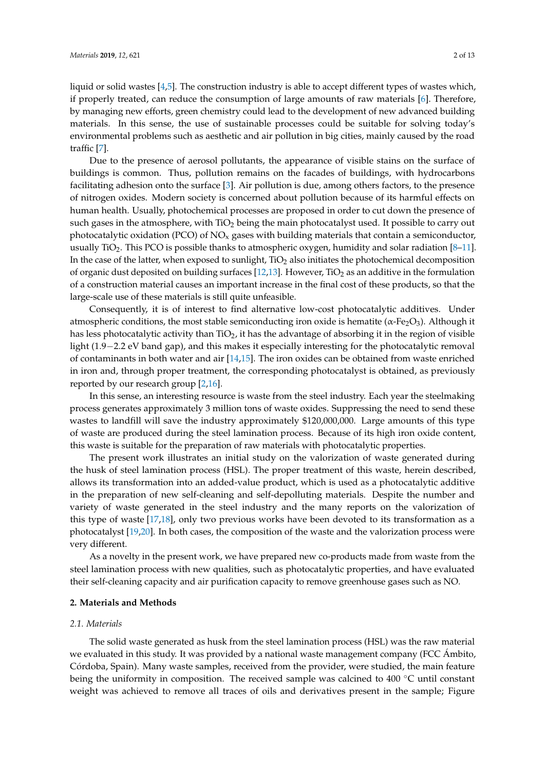liquid or solid wastes [4,5]. The construction industry is able to accept different types of wastes which, if properly treated, can reduce the consumption of large amounts of raw materials [6]. Therefore, by managing new efforts, green chemistry could lead to the development of new advanced building materials. In this sense, the use of sustainable processes could be suitable for solving today's environmental problems such as aesthetic and air pollution in big cities, mainly caused by the road traffic [7].

Due to the presence of aerosol pollutants, the appearance of visible stains on the surface of buildings is common. Thus, pollution remains on the facades of buildings, with hydrocarbons facilitating adhesion onto the surface [3]. Air pollution is due, among others factors, to the presence of nitrogen oxides. Modern society is concerned about pollution because of its harmful effects on human health. Usually, photochemical processes are proposed in order to cut down the presence of such gases in the atmosphere, with $TiO_2$ being the main photocatalyst used. It possible to carry out photocatalytic oxidation (PCO) of $NO_x$ gases with building materials that contain a semiconductor, usually $TiO_2$. This PCO is possible thanks to atmospheric oxygen, humidity and solar radiation [8–11]. In the case of the latter, when exposed to sunlight, $TiO_2$ also initiates the photochemical decomposition of organic dust deposited on building surfaces [12,13]. However, $TiO_2$ as an additive in the formulation of a construction material causes an important increase in the final cost of these products, so that the large-scale use of these materials is still quite unfeasible.

Consequently, it is of interest to find alternative low-cost photocatalytic additives. Under atmospheric conditions, the most stable semiconducting iron oxide is hematite ($\alpha$-$Fe_2O_3$). Although it has less photocatalytic activity than $TiO_2$, it has the advantage of absorbing it in the region of visible light (1.9−2.2 eV band gap), and this makes it especially interesting for the photocatalytic removal of contaminants in both water and air [14,15]. The iron oxides can be obtained from waste enriched in iron and, through proper treatment, the corresponding photocatalyst is obtained, as previously reported by our research group [2,16].

In this sense, an interesting resource is waste from the steel industry. Each year the steelmaking process generates approximately 3 million tons of waste oxides. Suppressing the need to send these wastes to landfill will save the industry approximately $120,000,000. Large amounts of this type of waste are produced during the steel lamination process. Because of its high iron oxide content, this waste is suitable for the preparation of raw materials with photocatalytic properties.

The present work illustrates an initial study on the valorization of waste generated during the husk of steel lamination process (HSL). The proper treatment of this waste, herein described, allows its transformation into an added-value product, which is used as a photocatalytic additive in the preparation of new self-cleaning and self-depolluting materials. Despite the number and variety of waste generated in the steel industry and the many reports on the valorization of this type of waste [17,18], only two previous works have been devoted to its transformation as a photocatalyst [19,20]. In both cases, the composition of the waste and the valorization process were very different.

As a novelty in the present work, we have prepared new co-products made from waste from the steel lamination process with new qualities, such as photocatalytic properties, and have evaluated their self-cleaning capacity and air purification capacity to remove greenhouse gases such as NO.

## 2. Materials and Methods

### 2.1. Materials

The solid waste generated as husk from the steel lamination process (HSL) was the raw material we evaluated in this study. It was provided by a national waste management company (FCC Ámbito, Córdoba, Spain). Many waste samples, received from the provider, were studied, the main feature being the uniformity in composition. The received sample was calcined to 400 °C until constant weight was achieved to remove all traces of oils and derivatives present in the sample; Figure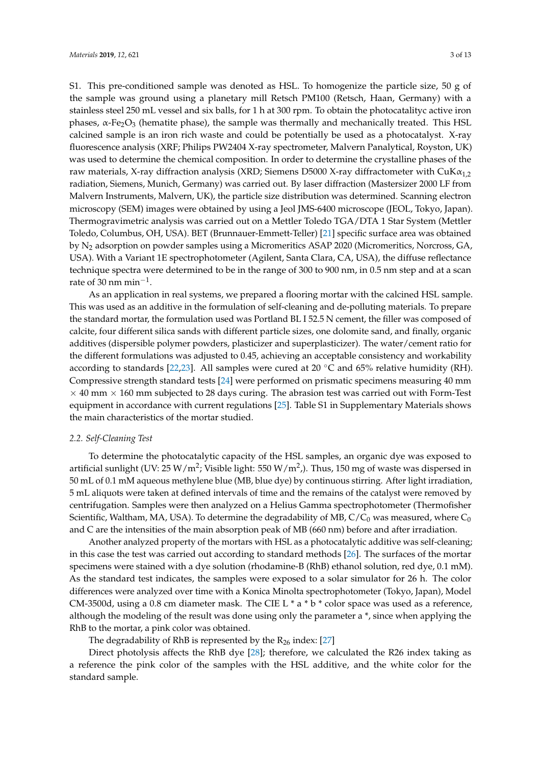S1. This pre-conditioned sample was denoted as HSL. To homogenize the particle size, 50 g of the sample was ground using a planetary mill Retsch PM100 (Retsch, Haan, Germany) with a stainless steel 250 mL vessel and six balls, for 1 h at 300 rpm. To obtain the photocatalityc active iron phases, $\alpha$-$Fe_2O_3$ (hematite phase), the sample was thermally and mechanically treated. This HSL calcined sample is an iron rich waste and could be potentially be used as a photocatalyst. X-ray fluorescence analysis (XRF; Philips PW2404 X-ray spectrometer, Malvern Panalytical, Royston, UK) was used to determine the chemical composition. In order to determine the crystalline phases of the raw materials, X-ray diffraction analysis (XRD; Siemens D5000 X-ray diffractometer with $CuK\alpha_{1,2}$ radiation, Siemens, Munich, Germany) was carried out. By laser diffraction (Mastersizer 2000 LF from Malvern Instruments, Malvern, UK), the particle size distribution was determined. Scanning electron microscopy (SEM) images were obtained by using a Jeol JMS-6400 microscope (JEOL, Tokyo, Japan). Thermogravimetric analysis was carried out on a Mettler Toledo TGA/DTA 1 Star System (Mettler Toledo, Columbus, OH, USA). BET (Brunnauer-Emmett-Teller) [21] specific surface area was obtained by $N_2$ adsorption on powder samples using a Micromeritics ASAP 2020 (Micromeritics, Norcross, GA, USA). With a Variant 1E spectrophotometer (Agilent, Santa Clara, CA, USA), the diffuse reflectance technique spectra were determined to be in the range of 300 to 900 nm, in 0.5 nm step and at a scan rate of 30 nm $min^{-1}$.

As an application in real systems, we prepared a flooring mortar with the calcined HSL sample. This was used as an additive in the formulation of self-cleaning and de-polluting materials. To prepare the standard mortar, the formulation used was Portland BL I 52.5 N cement, the filler was composed of calcite, four different silica sands with different particle sizes, one dolomite sand, and finally, organic additives (dispersible polymer powders, plasticizer and superplasticizer). The water/cement ratio for the different formulations was adjusted to 0.45, achieving an acceptable consistency and workability according to standards [22,23]. All samples were cured at 20 °C and 65% relative humidity (RH). Compressive strength standard tests [24] were performed on prismatic specimens measuring 40 mm × 40 mm × 160 mm subjected to 28 days curing. The abrasion test was carried out with Form-Test equipment in accordance with current regulations [25]. Table S1 in Supplementary Materials shows the main characteristics of the mortar studied.

### *2.2. Self-Cleaning Test*

To determine the photocatalytic capacity of the HSL samples, an organic dye was exposed to artificial sunlight (UV: 25 W/$m^2$; Visible light: 550 W/$m^2$,). Thus, 150 mg of waste was dispersed in 50 mL of 0.1 mM aqueous methylene blue (MB, blue dye) by continuous stirring. After light irradiation, 5 mL aliquots were taken at defined intervals of time and the remains of the catalyst were removed by centrifugation. Samples were then analyzed on a Helius Gamma spectrophotometer (Thermofisher Scientific, Waltham, MA, USA). To determine the degradability of MB, $C/C_0$ was measured, where $C_0$ and C are the intensities of the main absorption peak of MB (660 nm) before and after irradiation.

Another analyzed property of the mortars with HSL as a photocatalytic additive was self-cleaning; in this case the test was carried out according to standard methods [26]. The surfaces of the mortar specimens were stained with a dye solution (rhodamine-B (RhB) ethanol solution, red dye, 0.1 mM). As the standard test indicates, the samples were exposed to a solar simulator for 26 h. The color differences were analyzed over time with a Konica Minolta spectrophotometer (Tokyo, Japan), Model CM-3500d, using a 0.8 cm diameter mask. The CIE L * a * b * color space was used as a reference, although the modeling of the result was done using only the parameter a *, since when applying the RhB to the mortar, a pink color was obtained.

The degradability of RhB is represented by the $R_{26}$ index: [27]

Direct photolysis affects the RhB dye [28]; therefore, we calculated the R26 index taking as a reference the pink color of the samples with the HSL additive, and the white color for the standard sample.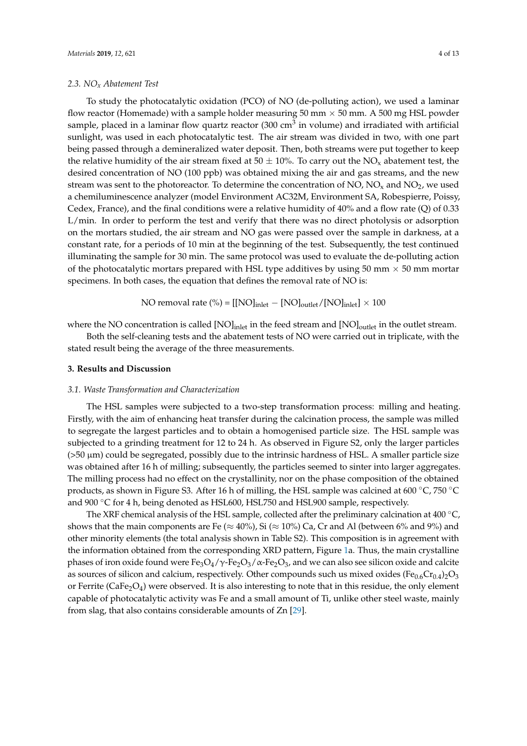### 2.3. $NO_x$ Abatement Test

To study the photocatalytic oxidation (PCO) of NO (de-polluting action), we used a laminar flow reactor (Homemade) with a sample holder measuring 50 mm × 50 mm. A 500 mg HSL powder sample, placed in a laminar flow quartz reactor (300 $cm^3$ in volume) and irradiated with artificial sunlight, was used in each photocatalytic test. The air stream was divided in two, with one part being passed through a demineralized water deposit. Then, both streams were put together to keep the relative humidity of the air stream fixed at 50 ± 10%. To carry out the $NO_x$ abatement test, the desired concentration of NO (100 ppb) was obtained mixing the air and gas streams, and the new stream was sent to the photoreactor. To determine the concentration of NO, $NO_x$ and $NO_2$, we used a chemiluminescence analyzer (model Environment AC32M, Environment SA, Robespierre, Poissy, Cedex, France), and the final conditions were a relative humidity of 40% and a flow rate (Q) of 0.33 L/min. In order to perform the test and verify that there was no direct photolysis or adsorption on the mortars studied, the air stream and NO gas were passed over the sample in darkness, at a constant rate, for a periods of 10 min at the beginning of the test. Subsequently, the test continued illuminating the sample for 30 min. The same protocol was used to evaluate the de-polluting action of the photocatalytic mortars prepared with HSL type additives by using 50 mm × 50 mm mortar specimens. In both cases, the equation that defines the removal rate of NO is:

$$\text{NO removal rate (\%)} = [[\text{NO}]_{\text{inlet}} - [\text{NO}]_{\text{outlet}}/[\text{NO}]_{\text{inlet}}] \times 100$$

where the NO concentration is called $[NO]_{inlet}$ in the feed stream and $[NO]_{outlet}$ in the outlet stream.

Both the self-cleaning tests and the abatement tests of NO were carried out in triplicate, with the stated result being the average of the three measurements.

## 3. Results and Discussion

### 3.1. Waste Transformation and Characterization

The HSL samples were subjected to a two-step transformation process: milling and heating. Firstly, with the aim of enhancing heat transfer during the calcination process, the sample was milled to segregate the largest particles and to obtain a homogenised particle size. The HSL sample was subjected to a grinding treatment for 12 to 24 h. As observed in Figure S2, only the larger particles (>50 μm) could be segregated, possibly due to the intrinsic hardness of HSL. A smaller particle size was obtained after 16 h of milling; subsequently, the particles seemed to sinter into larger aggregates. The milling process had no effect on the crystallinity, nor on the phase composition of the obtained products, as shown in Figure S3. After 16 h of milling, the HSL sample was calcined at 600 °C, 750 °C and 900 °C for 4 h, being denoted as HSL600, HSL750 and HSL900 sample, respectively.

The XRF chemical analysis of the HSL sample, collected after the preliminary calcination at 400 °C, shows that the main components are Fe (≈ 40%), Si (≈ 10%) Ca, Cr and Al (between 6% and 9%) and other minority elements (the total analysis shown in Table S2). This composition is in agreement with the information obtained from the corresponding XRD pattern, Figure 1a. Thus, the main crystalline phases of iron oxide found were $Fe_3O_4$/$\gamma$-$Fe_2O_3$/$\alpha$-$Fe_2O_3$, and we can also see silicon oxide and calcite as sources of silicon and calcium, respectively. Other compounds such us mixed oxides $(Fe_{0.6}Cr_{0.4})_2O_3$ or Ferrite ($CaFe_2O_4$) were observed. It is also interesting to note that in this residue, the only element capable of photocatalytic activity was Fe and a small amount of Ti, unlike other steel waste, mainly from slag, that also contains considerable amounts of Zn [29].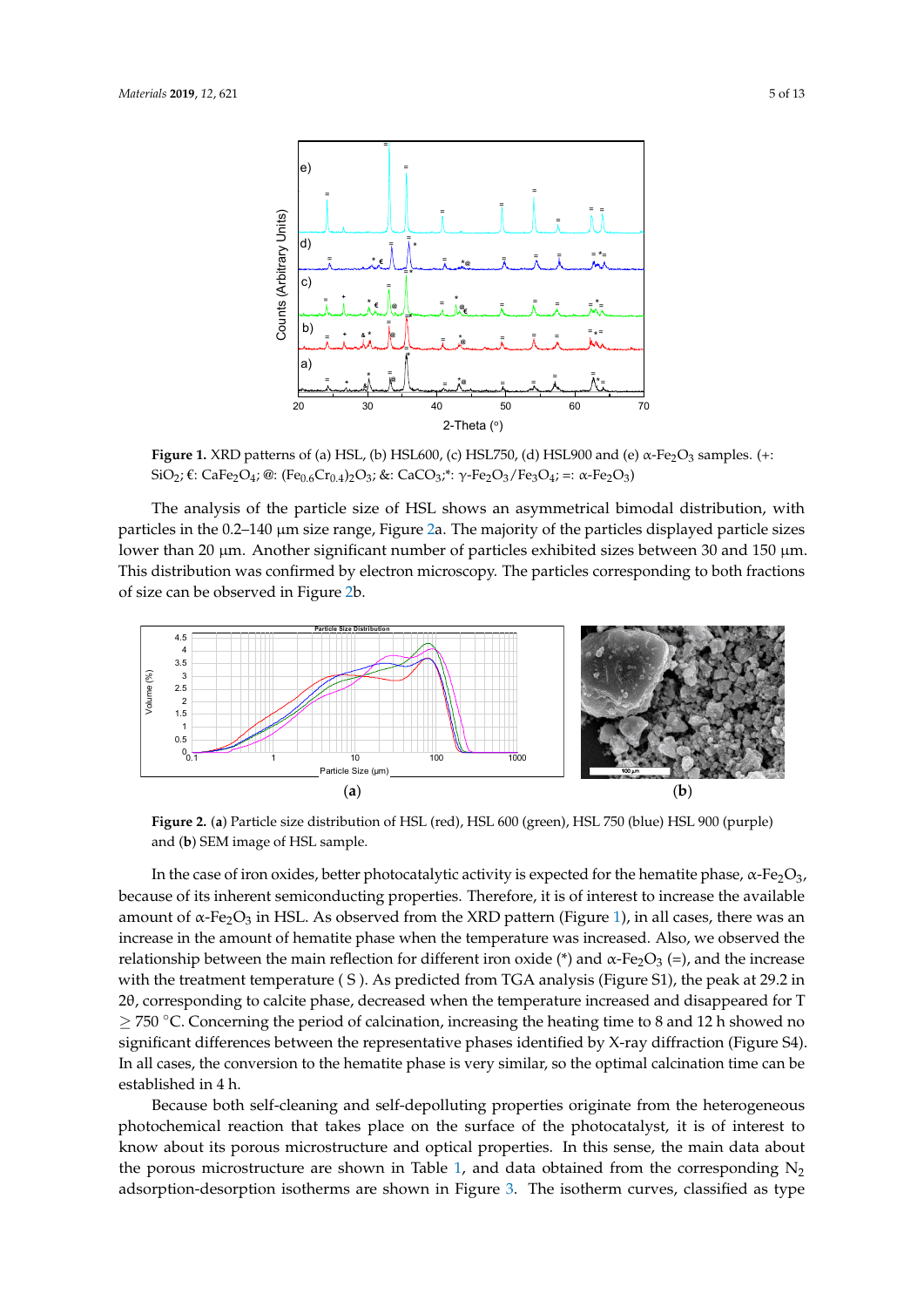**Figure 1.** XRD patterns of (a) HSL, (b) HSL600, (c) HSL750, (d) HSL900 and (e) α-$Fe_2O_3$ samples. (+: $SiO_2$; €: $CaFe_2O_4$; @: $(Fe_{0.6}Cr_{0.4})_2O_3$; &: $CaCO_3$;*: γ-$Fe_2O_3$/$Fe_3O_4$; =: α-$Fe_2O_3$)

The analysis of the particle size of HSL shows an asymmetrical bimodal distribution, with particles in the 0.2–140 μm size range, Figure 2a. The majority of the particles displayed particle sizes lower than 20 μm. Another significant number of particles exhibited sizes between 30 and 150 μm. This distribution was confirmed by electron microscopy. The particles corresponding to both fractions of size can be observed in Figure 2b.

**Figure 2.** (**a**) Particle size distribution of HSL (red), HSL 600 (green), HSL 750 (blue) HSL 900 (purple) and (**b**) SEM image of HSL sample.

In the case of iron oxides, better photocatalytic activity is expected for the hematite phase, α-$Fe_2O_3$, because of its inherent semiconducting properties. Therefore, it is of interest to increase the available amount of α-$Fe_2O_3$ in HSL. As observed from the XRD pattern (Figure 1), in all cases, there was an increase in the amount of hematite phase when the temperature was increased. Also, we observed the relationship between the main reflection for different iron oxide (*) and α-$Fe_2O_3$ (=), and the increase with the treatment temperature ( S ). As predicted from TGA analysis (Figure S1), the peak at 29.2 in 2θ, corresponding to calcite phase, decreased when the temperature increased and disappeared for T $\geq$ 750 °C. Concerning the period of calcination, increasing the heating time to 8 and 12 h showed no significant differences between the representative phases identified by X-ray diffraction (Figure S4). In all cases, the conversion to the hematite phase is very similar, so the optimal calcination time can be established in 4 h.

Because both self-cleaning and self-depolluting properties originate from the heterogeneous photochemical reaction that takes place on the surface of the photocatalyst, it is of interest to know about its porous microstructure and optical properties. In this sense, the main data about the porous microstructure are shown in Table 1, and data obtained from the corresponding $N_2$ adsorption-desorption isotherms are shown in Figure 3. The isotherm curves, classified as type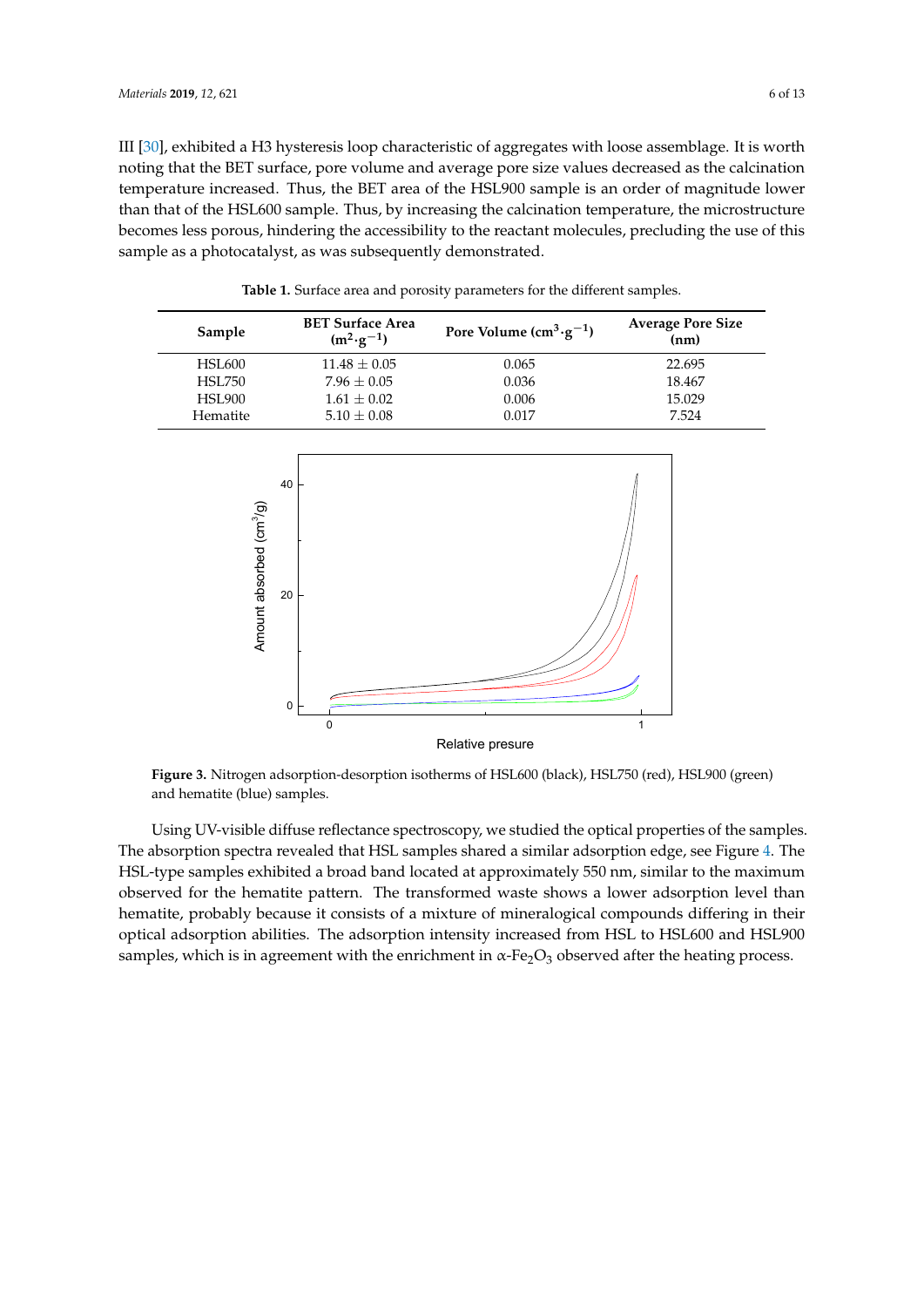III [30], exhibited a H3 hysteresis loop characteristic of aggregates with loose assemblage. It is worth noting that the BET surface, pore volume and average pore size values decreased as the calcination temperature increased. Thus, the BET area of the HSL900 sample is an order of magnitude lower than that of the HSL600 sample. Thus, by increasing the calcination temperature, the microstructure becomes less porous, hindering the accessibility to the reactant molecules, precluding the use of this sample as a photocatalyst, as was subsequently demonstrated.

**Table 1.** Surface area and porosity parameters for the different samples.

| Sample | BET Surface Area ($m^2 \cdot g^{-1}$) | Pore Volume ($cm^3 \cdot g^{-1}$) | Average Pore Size (nm) |
|---|---|---|---|
| HSL600 | 11.48 ± 0.05 | 0.065 | 22.695 |
| HSL750 | 7.96 ± 0.05 | 0.036 | 18.467 |
| HSL900 | 1.61 ± 0.02 | 0.006 | 15.029 |
| Hematite | 5.10 ± 0.08 | 0.017 | 7.524 |

**Figure 3.** Nitrogen adsorption-desorption isotherms of HSL600 (black), HSL750 (red), HSL900 (green) and hematite (blue) samples.

Using UV-visible diffuse reflectance spectroscopy, we studied the optical properties of the samples. The absorption spectra revealed that HSL samples shared a similar adsorption edge, see Figure 4. The HSL-type samples exhibited a broad band located at approximately 550 nm, similar to the maximum observed for the hematite pattern. The transformed waste shows a lower adsorption level than hematite, probably because it consists of a mixture of mineralogical compounds differing in their optical adsorption abilities. The adsorption intensity increased from HSL to HSL600 and HSL900 samples, which is in agreement with the enrichment in $\alpha$-$Fe_2O_3$ observed after the heating process.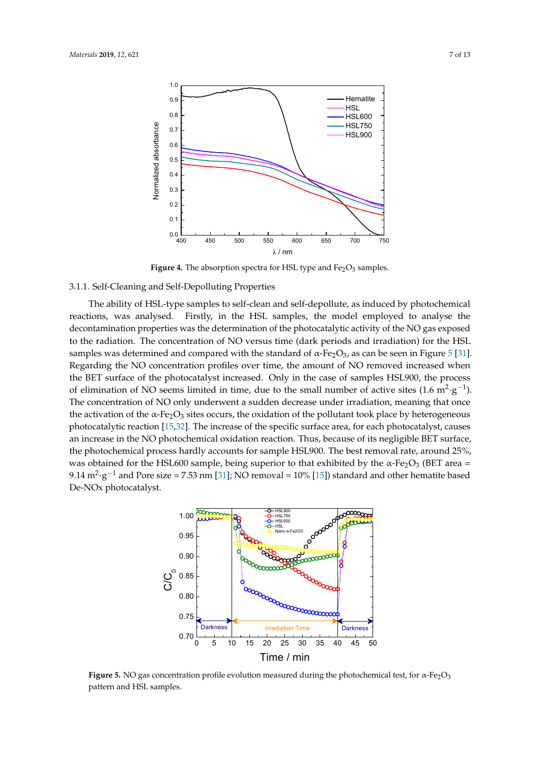**Figure 4.** The absorption spectra for HSL type and $Fe_2O_3$ samples.

### 3.1.1. Self-Cleaning and Self-Depolluting Properties

The ability of HSL-type samples to self-clean and self-depollute, as induced by photochemical reactions, was analysed. Firstly, in the HSL samples, the model employed to analyse the decontamination properties was the determination of the photocatalytic activity of the NO gas exposed to the radiation. The concentration of NO versus time (dark periods and irradiation) for the HSL samples was determined and compared with the standard of α-$Fe_2O_3$, as can be seen in Figure 5 [31]. Regarding the NO concentration profiles over time, the amount of NO removed increased when the BET surface of the photocatalyst increased. Only in the case of samples HSL900, the process of elimination of NO seems limited in time, due to the small number of active sites (1.6 $m^2 \cdot g^{-1}$). The concentration of NO only underwent a sudden decrease under irradiation, meaning that once the activation of the α-$Fe_2O_3$ sites occurs, the oxidation of the pollutant took place by heterogeneous photocatalytic reaction [15,32]. The increase of the specific surface area, for each photocatalyst, causes an increase in the NO photochemical oxidation reaction. Thus, because of its negligible BET surface, the photochemical process hardly accounts for sample HSL900. The best removal rate, around 25%, was obtained for the HSL600 sample, being superior to that exhibited by the α-$Fe_2O_3$ (BET area = 9.14 $m^2 \cdot g^{-1}$ and Pore size = 7.53 nm [31]; NO removal = 10% [15]) standard and other hematite based De-NOx photocatalyst.

**Figure 5.** NO gas concentration profile evolution measured during the photochemical test, for α-$Fe_2O_3$ pattern and HSL samples.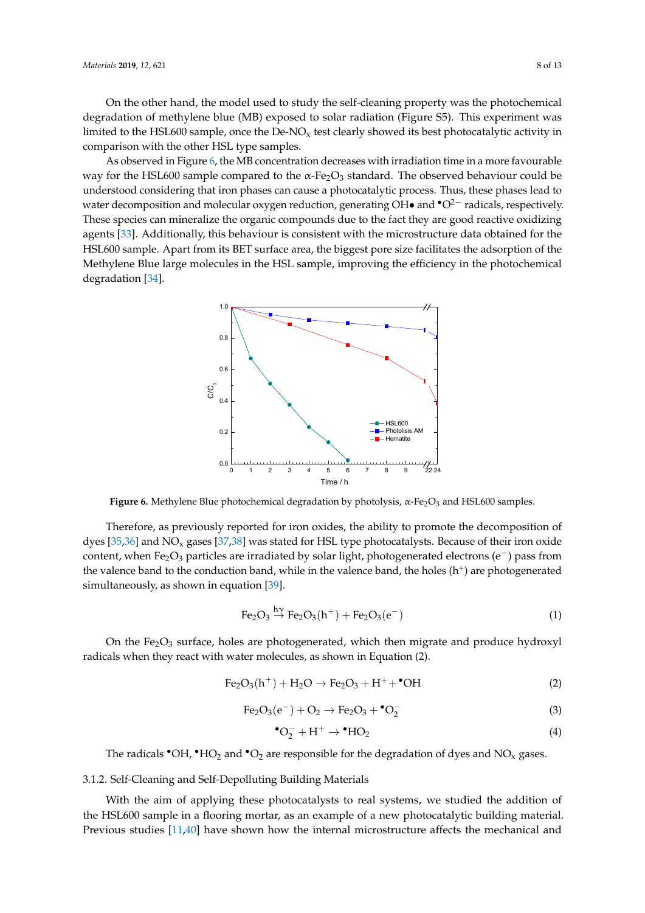On the other hand, the model used to study the self-cleaning property was the photochemical degradation of methylene blue (MB) exposed to solar radiation (Figure S5). This experiment was limited to the HSL600 sample, once the De-$NO_x$ test clearly showed its best photocatalytic activity in comparison with the other HSL type samples.

As observed in Figure 6, the MB concentration decreases with irradiation time in a more favourable way for the HSL600 sample compared to the $\alpha$-$Fe_2O_3$ standard. The observed behaviour could be understood considering that iron phases can cause a photocatalytic process. Thus, these phases lead to water decomposition and molecular oxygen reduction, generating OH• and $^{\bullet}O^{2-}$ radicals, respectively. These species can mineralize the organic compounds due to the fact they are good reactive oxidizing agents [33]. Additionally, this behaviour is consistent with the microstructure data obtained for the HSL600 sample. Apart from its BET surface area, the biggest pore size facilitates the adsorption of the Methylene Blue large molecules in the HSL sample, improving the efficiency in the photochemical degradation [34].

**Figure 6.** Methylene Blue photochemical degradation by photolysis, $\alpha$-$Fe_2O_3$ and HSL600 samples.

Therefore, as previously reported for iron oxides, the ability to promote the decomposition of dyes [35,36] and $NO_x$ gases [37,38] was stated for HSL type photocatalysts. Because of their iron oxide content, when $Fe_2O_3$ particles are irradiated by solar light, photogenerated electrons ($e^-$) pass from the valence band to the conduction band, while in the valence band, the holes ($h^+$) are photogenerated simultaneously, as shown in equation [39].

$$Fe_2O_3 \xrightarrow{h\gamma} Fe_2O_3(h^+) + Fe_2O_3(e^-) \tag{1}$$

On the $Fe_2O_3$ surface, holes are photogenerated, which then migrate and produce hydroxyl radicals when they react with water molecules, as shown in Equation (2).

$$Fe_2O_3(h^+) + H_2O \rightarrow Fe_2O_3 + H^+ + {}^{\bullet}OH \tag{2}$$

$$Fe_2O_3(e^-) + O_2 \rightarrow Fe_2O_3 + {}^{\bullet}O_2^- \tag{3}$$

$${}^{\bullet}O_2^- + H^+ \rightarrow {}^{\bullet}HO_2 \tag{4}$$

The radicals $^{\bullet}OH$, $^{\bullet}HO_2$ and $^{\bullet}O_2$ are responsible for the degradation of dyes and $NO_x$ gases.

### 3.1.2. Self-Cleaning and Self-Depolluting Building Materials

With the aim of applying these photocatalysts to real systems, we studied the addition of the HSL600 sample in a flooring mortar, as an example of a new photocatalytic building material. Previous studies [11,40] have shown how the internal microstructure affects the mechanical and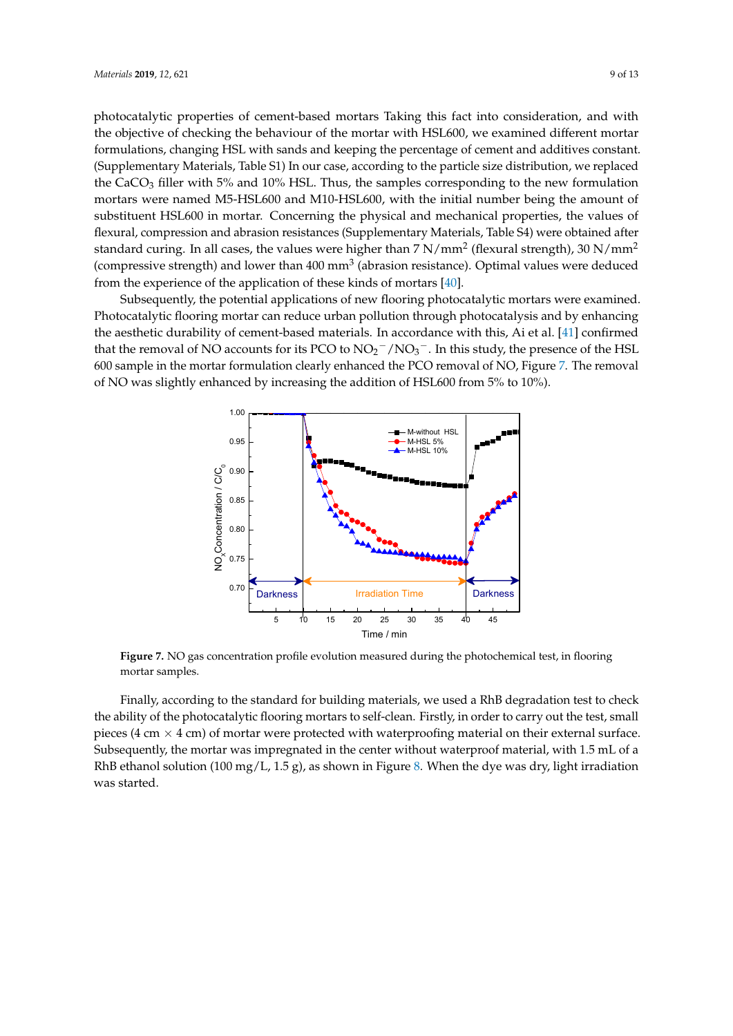photocatalytic properties of cement-based mortars Taking this fact into consideration, and with the objective of checking the behaviour of the mortar with HSL600, we examined different mortar formulations, changing HSL with sands and keeping the percentage of cement and additives constant. (Supplementary Materials, Table S1) In our case, according to the particle size distribution, we replaced the $CaCO_3$ filler with 5% and 10% HSL. Thus, the samples corresponding to the new formulation mortars were named M5-HSL600 and M10-HSL600, with the initial number being the amount of substituent HSL600 in mortar. Concerning the physical and mechanical properties, the values of flexural, compression and abrasion resistances (Supplementary Materials, Table S4) were obtained after standard curing. In all cases, the values were higher than 7 $N/mm^2$ (flexural strength), 30 $N/mm^2$ (compressive strength) and lower than 400 $mm^3$ (abrasion resistance). Optimal values were deduced from the experience of the application of these kinds of mortars [40].

Subsequently, the potential applications of new flooring photocatalytic mortars were examined. Photocatalytic flooring mortar can reduce urban pollution through photocatalysis and by enhancing the aesthetic durability of cement-based materials. In accordance with this, Ai et al. [41] confirmed that the removal of NO accounts for its PCO to $NO_2^-/NO_3^-$. In this study, the presence of the HSL 600 sample in the mortar formulation clearly enhanced the PCO removal of NO, Figure 7. The removal of NO was slightly enhanced by increasing the addition of HSL600 from 5% to 10%).

**Figure 7.** NO gas concentration profile evolution measured during the photochemical test, in flooring mortar samples.

Finally, according to the standard for building materials, we used a RhB degradation test to check the ability of the photocatalytic flooring mortars to self-clean. Firstly, in order to carry out the test, small pieces (4 cm × 4 cm) of mortar were protected with waterproofing material on their external surface. Subsequently, the mortar was impregnated in the center without waterproof material, with 1.5 mL of a RhB ethanol solution (100 mg/L, 1.5 g), as shown in Figure 8. When the dye was dry, light irradiation was started.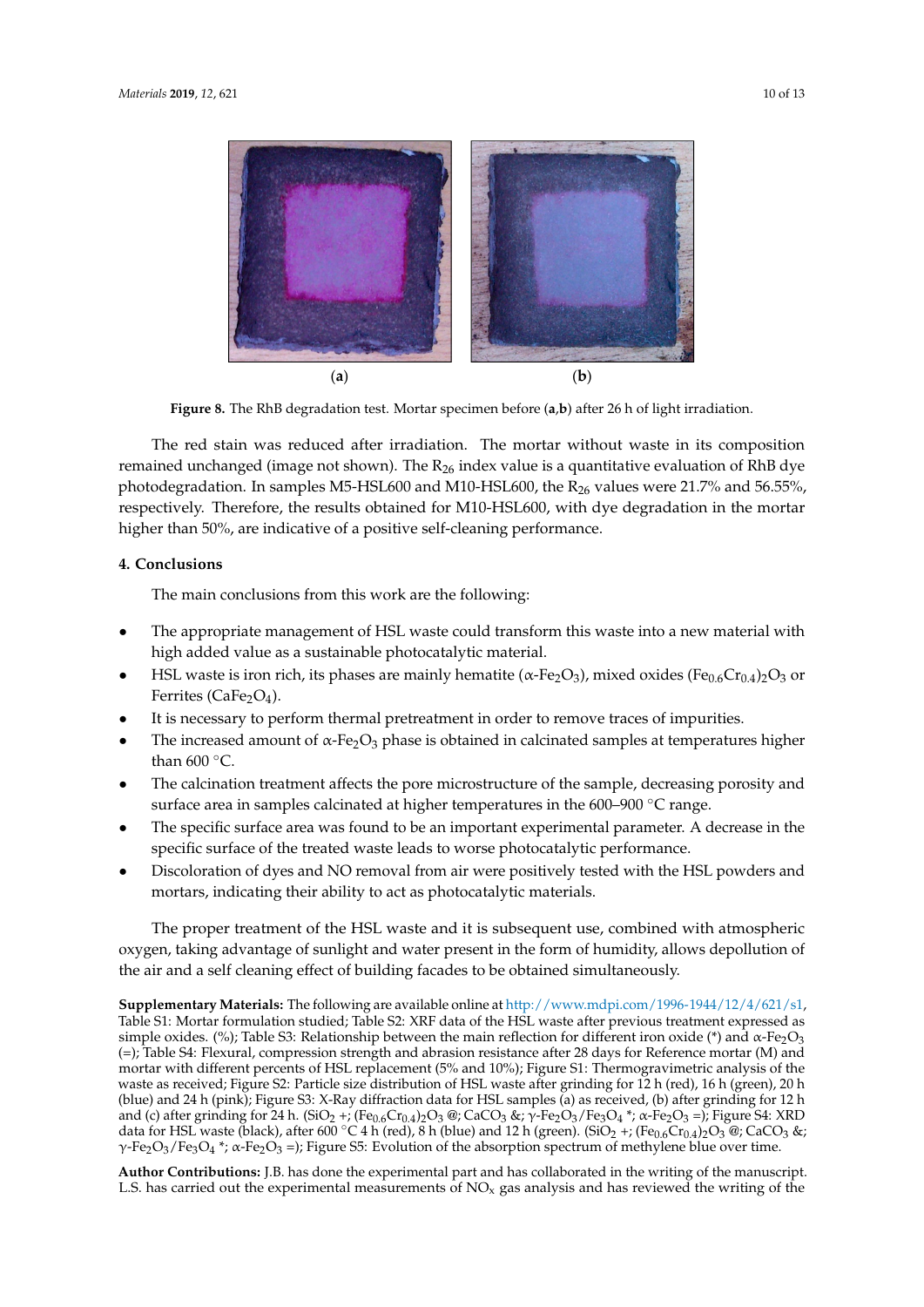(**a**) (**b**)

**Figure 8.** The RhB degradation test. Mortar specimen before (**a**,**b**) after 26 h of light irradiation.

The red stain was reduced after irradiation. The mortar without waste in its composition remained unchanged (image not shown). The $R_{26}$ index value is a quantitative evaluation of RhB dye photodegradation. In samples M5-HSL600 and M10-HSL600, the $R_{26}$ values were 21.7% and 56.55%, respectively. Therefore, the results obtained for M10-HSL600, with dye degradation in the mortar higher than 50%, are indicative of a positive self-cleaning performance.

## 4. Conclusions

The main conclusions from this work are the following:

- The appropriate management of HSL waste could transform this waste into a new material with high added value as a sustainable photocatalytic material.
- HSL waste is iron rich, its phases are mainly hematite ($\alpha$-$Fe_2O_3$), mixed oxides $(Fe_{0.6}Cr_{0.4})_2O_3$ or Ferrites ($CaFe_2O_4$).
- It is necessary to perform thermal pretreatment in order to remove traces of impurities.
- The increased amount of $\alpha$-$Fe_2O_3$ phase is obtained in calcinated samples at temperatures higher than 600 °C.
- The calcination treatment affects the pore microstructure of the sample, decreasing porosity and surface area in samples calcinated at higher temperatures in the 600–900 °C range.
- The specific surface area was found to be an important experimental parameter. A decrease in the specific surface of the treated waste leads to worse photocatalytic performance.
- Discoloration of dyes and NO removal from air were positively tested with the HSL powders and mortars, indicating their ability to act as photocatalytic materials.

The proper treatment of the HSL waste and it is subsequent use, combined with atmospheric oxygen, taking advantage of sunlight and water present in the form of humidity, allows depollution of the air and a self cleaning effect of building facades to be obtained simultaneously.

**Supplementary Materials:** The following are available online at http://www.mdpi.com/1996-1944/12/4/621/s1, Table S1: Mortar formulation studied; Table S2: XRF data of the HSL waste after previous treatment expressed as simple oxides. (%); Table S3: Relationship between the main reflection for different iron oxide (*) and $\alpha$-$Fe_2O_3$ (=); Table S4: Flexural, compression strength and abrasion resistance after 28 days for Reference mortar (M) and mortar with different percents of HSL replacement (5% and 10%); Figure S1: Thermogravimetric analysis of the waste as received; Figure S2: Particle size distribution of HSL waste after grinding for 12 h (red), 16 h (green), 20 h (blue) and 24 h (pink); Figure S3: X-Ray diffraction data for HSL samples (a) as received, (b) after grinding for 12 h and (c) after grinding for 24 h. ($SiO_2$ +; $(Fe_{0.6}Cr_{0.4})_2O_3$ @; $CaCO_3$ &; $\gamma$-$Fe_2O_3$/$Fe_3O_4$ *; $\alpha$-$Fe_2O_3$ =); Figure S4: XRD data for HSL waste (black), after 600 °C 4 h (red), 8 h (blue) and 12 h (green). ($SiO_2$ +; $(Fe_{0.6}Cr_{0.4})_2O_3$ @; $CaCO_3$ &; $\gamma$-$Fe_2O_3$/$Fe_3O_4$ *; $\alpha$-$Fe_2O_3$ =); Figure S5: Evolution of the absorption spectrum of methylene blue over time.

**Author Contributions:** J.B. has done the experimental part and has collaborated in the writing of the manuscript. L.S. has carried out the experimental measurements of $NO_x$ gas analysis and has reviewed the writing of the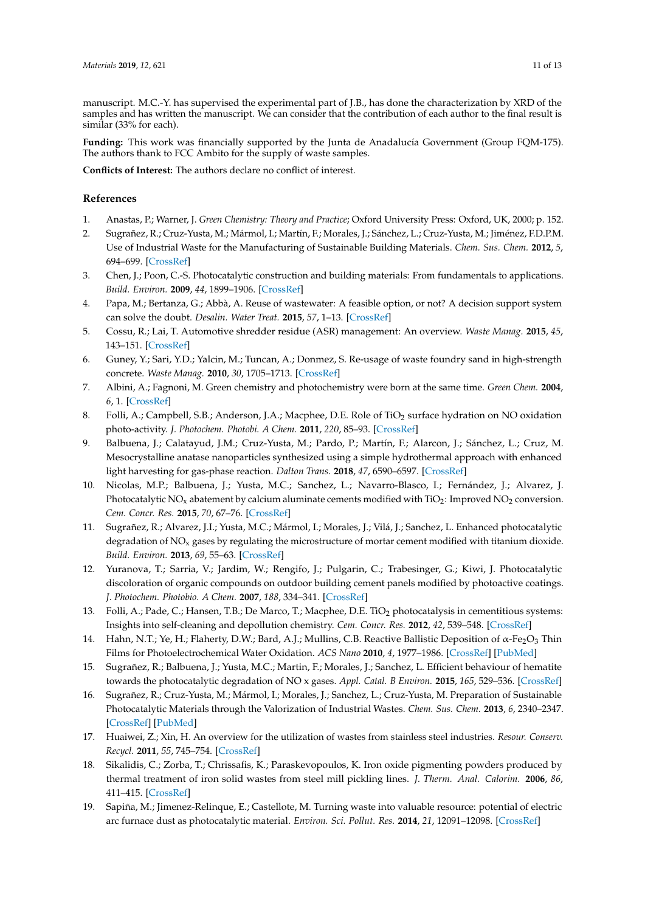manuscript. M.C.-Y. has supervised the experimental part of J.B., has done the characterization by XRD of the samples and has written the manuscript. We can consider that the contribution of each author to the final result is similar (33% for each).

**Funding:** This work was financially supported by the Junta de Anadalucía Government (Group FQM-175). The authors thank to FCC Ambito for the supply of waste samples.

**Conflicts of Interest:** The authors declare no conflict of interest.

## References

1. Anastas, P.; Warner, J. *Green Chemistry: Theory and Practice*; Oxford University Press: Oxford, UK, 2000; p. 152.
2. Sugrañez, R.; Cruz-Yusta, M.; Mármol, I.; Martín, F.; Morales, J.; Sánchez, L.; Cruz-Yusta, M.; Jiménez, F.D.P.M. Use of Industrial Waste for the Manufacturing of Sustainable Building Materials. *Chem. Sus. Chem.* **2012**, *5*, 694–699. [CrossRef]
3. Chen, J.; Poon, C.-S. Photocatalytic construction and building materials: From fundamentals to applications. *Build. Environ.* **2009**, *44*, 1899–1906. [CrossRef]
4. Papa, M.; Bertanza, G.; Abbà, A. Reuse of wastewater: A feasible option, or not? A decision support system can solve the doubt. *Desalin. Water Treat.* **2015**, *57*, 1–13. [CrossRef]
5. Cossu, R.; Lai, T. Automotive shredder residue (ASR) management: An overview. *Waste Manag.* **2015**, *45*, 143–151. [CrossRef]
6. Guney, Y.; Sari, Y.D.; Yalcin, M.; Tuncan, A.; Donmez, S. Re-usage of waste foundry sand in high-strength concrete. *Waste Manag.* **2010**, *30*, 1705–1713. [CrossRef]
7. Albini, A.; Fagnoni, M. Green chemistry and photochemistry were born at the same time. *Green Chem.* **2004**, *6*, 1. [CrossRef]
8. Folli, A.; Campbell, S.B.; Anderson, J.A.; Macphee, D.E. Role of $TiO_2$ surface hydration on NO oxidation photo-activity. *J. Photochem. Photobi. A Chem.* **2011**, *220*, 85–93. [CrossRef]
9. Balbuena, J.; Calatayud, J.M.; Cruz-Yusta, M.; Pardo, P.; Martín, F.; Alarcon, J.; Sánchez, L.; Cruz, M. Mesocrystalline anatase nanoparticles synthesized using a simple hydrothermal approach with enhanced light harvesting for gas-phase reaction. *Dalton Trans.* **2018**, *47*, 6590–6597. [CrossRef]
10. Nicolas, M.P.; Balbuena, J.; Yusta, M.C.; Sanchez, L.; Navarro-Blasco, I.; Fernández, J.; Alvarez, J. Photocatalytic $NO_x$ abatement by calcium aluminate cements modified with $TiO_2$: Improved $NO_2$ conversion. *Cem. Concr. Res.* **2015**, *70*, 67–76. [CrossRef]
11. Sugrañez, R.; Alvarez, J.I.; Yusta, M.C.; Mármol, I.; Morales, J.; Vilá, J.; Sanchez, L. Enhanced photocatalytic degradation of $NO_x$ gases by regulating the microstructure of mortar cement modified with titanium dioxide. *Build. Environ.* **2013**, *69*, 55–63. [CrossRef]
12. Yuranova, T.; Sarria, V.; Jardim, W.; Rengifo, J.; Pulgarin, C.; Trabesinger, G.; Kiwi, J. Photocatalytic discoloration of organic compounds on outdoor building cement panels modified by photoactive coatings. *J. Photochem. Photobio. A Chem.* **2007**, *188*, 334–341. [CrossRef]
13. Folli, A.; Pade, C.; Hansen, T.B.; De Marco, T.; Macphee, D.E. $TiO_2$ photocatalysis in cementitious systems: Insights into self-cleaning and depollution chemistry. *Cem. Concr. Res.* **2012**, *42*, 539–548. [CrossRef]
14. Hahn, N.T.; Ye, H.; Flaherty, D.W.; Bard, A.J.; Mullins, C.B. Reactive Ballistic Deposition of $\alpha$-$Fe_2O_3$ Thin Films for Photoelectrochemical Water Oxidation. *ACS Nano* **2010**, *4*, 1977–1986. [CrossRef] [PubMed]
15. Sugrañez, R.; Balbuena, J.; Yusta, M.C.; Martin, F.; Morales, J.; Sanchez, L. Efficient behaviour of hematite towards the photocatalytic degradation of NO x gases. *Appl. Catal. B Environ.* **2015**, *165*, 529–536. [CrossRef]
16. Sugrañez, R.; Cruz-Yusta, M.; Mármol, I.; Morales, J.; Sanchez, L.; Cruz-Yusta, M. Preparation of Sustainable Photocatalytic Materials through the Valorization of Industrial Wastes. *Chem. Sus. Chem.* **2013**, *6*, 2340–2347. [CrossRef] [PubMed]
17. Huaiwei, Z.; Xin, H. An overview for the utilization of wastes from stainless steel industries. *Resour. Conserv. Recycl.* **2011**, *55*, 745–754. [CrossRef]
18. Sikalidis, C.; Zorba, T.; Chrissafis, K.; Paraskevopoulos, K. Iron oxide pigmenting powders produced by thermal treatment of iron solid wastes from steel mill pickling lines. *J. Therm. Anal. Calorim.* **2006**, *86*, 411–415. [CrossRef]
19. Sapiña, M.; Jimenez-Relinque, E.; Castellote, M. Turning waste into valuable resource: potential of electric arc furnace dust as photocatalytic material. *Environ. Sci. Pollut. Res.* **2014**, *21*, 12091–12098. [CrossRef]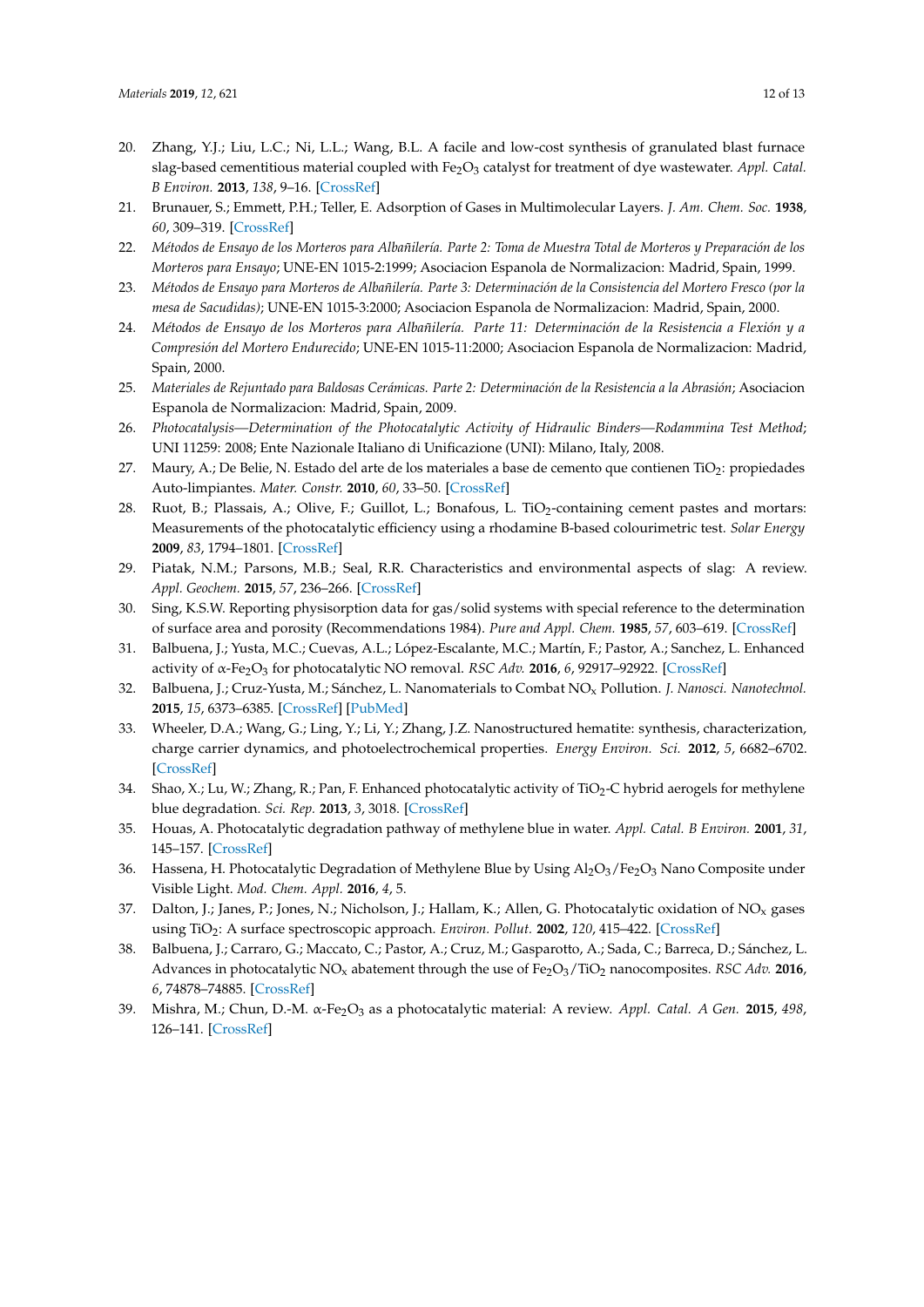20. Zhang, Y.J.; Liu, L.C.; Ni, L.L.; Wang, B.L. A facile and low-cost synthesis of granulated blast furnace slag-based cementitious material coupled with $Fe_2O_3$ catalyst for treatment of dye wastewater. *Appl. Catal. B Environ.* **2013**, *138*, 9–16. [CrossRef]
21. Brunauer, S.; Emmett, P.H.; Teller, E. Adsorption of Gases in Multimolecular Layers. *J. Am. Chem. Soc.* **1938**, *60*, 309–319. [CrossRef]
22. *Métodos de Ensayo de los Morteros para Albañilería. Parte 2: Toma de Muestra Total de Morteros y Preparación de los Morteros para Ensayo*; UNE-EN 1015-2:1999; Asociacion Espanola de Normalizacion: Madrid, Spain, 1999.
23. *Métodos de Ensayo para Morteros de Albañilería. Parte 3: Determinación de la Consistencia del Mortero Fresco (por la mesa de Sacudidas)*; UNE-EN 1015-3:2000; Asociacion Espanola de Normalizacion: Madrid, Spain, 2000.
24. *Métodos de Ensayo de los Morteros para Albañilería. Parte 11: Determinación de la Resistencia a Flexión y a Compresión del Mortero Endurecido*; UNE-EN 1015-11:2000; Asociacion Espanola de Normalizacion: Madrid, Spain, 2000.
25. *Materiales de Rejuntado para Baldosas Cerámicas. Parte 2: Determinación de la Resistencia a la Abrasión*; Asociacion Espanola de Normalizacion: Madrid, Spain, 2009.
26. *Photocatalysis—Determination of the Photocatalytic Activity of Hidraulic Binders—Rodammina Test Method*; UNI 11259: 2008; Ente Nazionale Italiano di Unificazione (UNI): Milano, Italy, 2008.
27. Maury, A.; De Belie, N. Estado del arte de los materiales a base de cemento que contienen $TiO_2$: propiedades Auto-limpiantes. *Mater. Constr.* **2010**, *60*, 33–50. [CrossRef]
28. Ruot, B.; Plassais, A.; Olive, F.; Guillot, L.; Bonafous, L. $TiO_2$-containing cement pastes and mortars: Measurements of the photocatalytic efficiency using a rhodamine B-based colourimetric test. *Solar Energy* **2009**, *83*, 1794–1801. [CrossRef]
29. Piatak, N.M.; Parsons, M.B.; Seal, R.R. Characteristics and environmental aspects of slag: A review. *Appl. Geochem.* **2015**, *57*, 236–266. [CrossRef]
30. Sing, K.S.W. Reporting physisorption data for gas/solid systems with special reference to the determination of surface area and porosity (Recommendations 1984). *Pure and Appl. Chem.* **1985**, *57*, 603–619. [CrossRef]
31. Balbuena, J.; Yusta, M.C.; Cuevas, A.L.; López-Escalante, M.C.; Martín, F.; Pastor, A.; Sanchez, L. Enhanced activity of α-$Fe_2O_3$ for photocatalytic NO removal. *RSC Adv.* **2016**, *6*, 92917–92922. [CrossRef]
32. Balbuena, J.; Cruz-Yusta, M.; Sánchez, L. Nanomaterials to Combat $NO_x$ Pollution. *J. Nanosci. Nanotechnol.* **2015**, *15*, 6373–6385. [CrossRef] [PubMed]
33. Wheeler, D.A.; Wang, G.; Ling, Y.; Li, Y.; Zhang, J.Z. Nanostructured hematite: synthesis, characterization, charge carrier dynamics, and photoelectrochemical properties. *Energy Environ. Sci.* **2012**, *5*, 6682–6702. [CrossRef]
34. Shao, X.; Lu, W.; Zhang, R.; Pan, F. Enhanced photocatalytic activity of $TiO_2$-C hybrid aerogels for methylene blue degradation. *Sci. Rep.* **2013**, *3*, 3018. [CrossRef]
35. Houas, A. Photocatalytic degradation pathway of methylene blue in water. *Appl. Catal. B Environ.* **2001**, *31*, 145–157. [CrossRef]
36. Hassena, H. Photocatalytic Degradation of Methylene Blue by Using $Al_2O_3/Fe_2O_3$ Nano Composite under Visible Light. *Mod. Chem. Appl.* **2016**, *4*, 5.
37. Dalton, J.; Janes, P.; Jones, N.; Nicholson, J.; Hallam, K.; Allen, G. Photocatalytic oxidation of $NO_x$ gases using $TiO_2$: A surface spectroscopic approach. *Environ. Pollut.* **2002**, *120*, 415–422. [CrossRef]
38. Balbuena, J.; Carraro, G.; Maccato, C.; Pastor, A.; Cruz, M.; Gasparotto, A.; Sada, C.; Barreca, D.; Sánchez, L. Advances in photocatalytic $NO_x$ abatement through the use of $Fe_2O_3/TiO_2$ nanocomposites. *RSC Adv.* **2016**, *6*, 74878–74885. [CrossRef]
39. Mishra, M.; Chun, D.-M. α-$Fe_2O_3$ as a photocatalytic material: A review. *Appl. Catal. A Gen.* **2015**, *498*, 126–141. [CrossRef]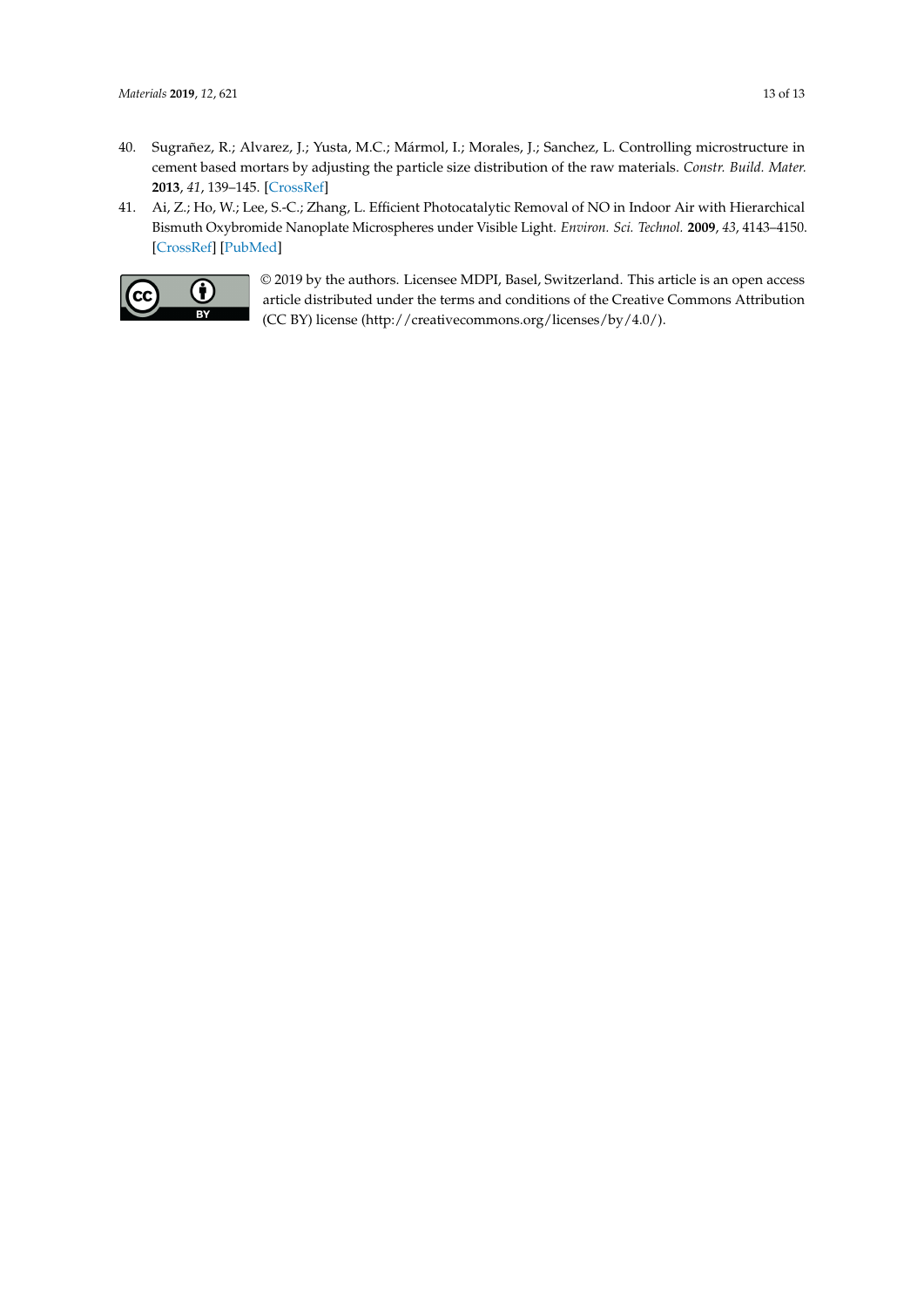40. Sugrañez, R.; Alvarez, J.; Yusta, M.C.; Mármol, I.; Morales, J.; Sanchez, L. Controlling microstructure in cement based mortars by adjusting the particle size distribution of the raw materials. *Constr. Build. Mater.* **2013**, *41*, 139–145. [CrossRef]
41. Ai, Z.; Ho, W.; Lee, S.-C.; Zhang, L. Efficient Photocatalytic Removal of NO in Indoor Air with Hierarchical Bismuth Oxybromide Nanoplate Microspheres under Visible Light. *Environ. Sci. Technol.* **2009**, *43*, 4143–4150. [CrossRef] [PubMed]

© 2019 by the authors. Licensee MDPI, Basel, Switzerland. This article is an open access article distributed under the terms and conditions of the Creative Commons Attribution (CC BY) license (http://creativecommons.org/licenses/by/4.0/).